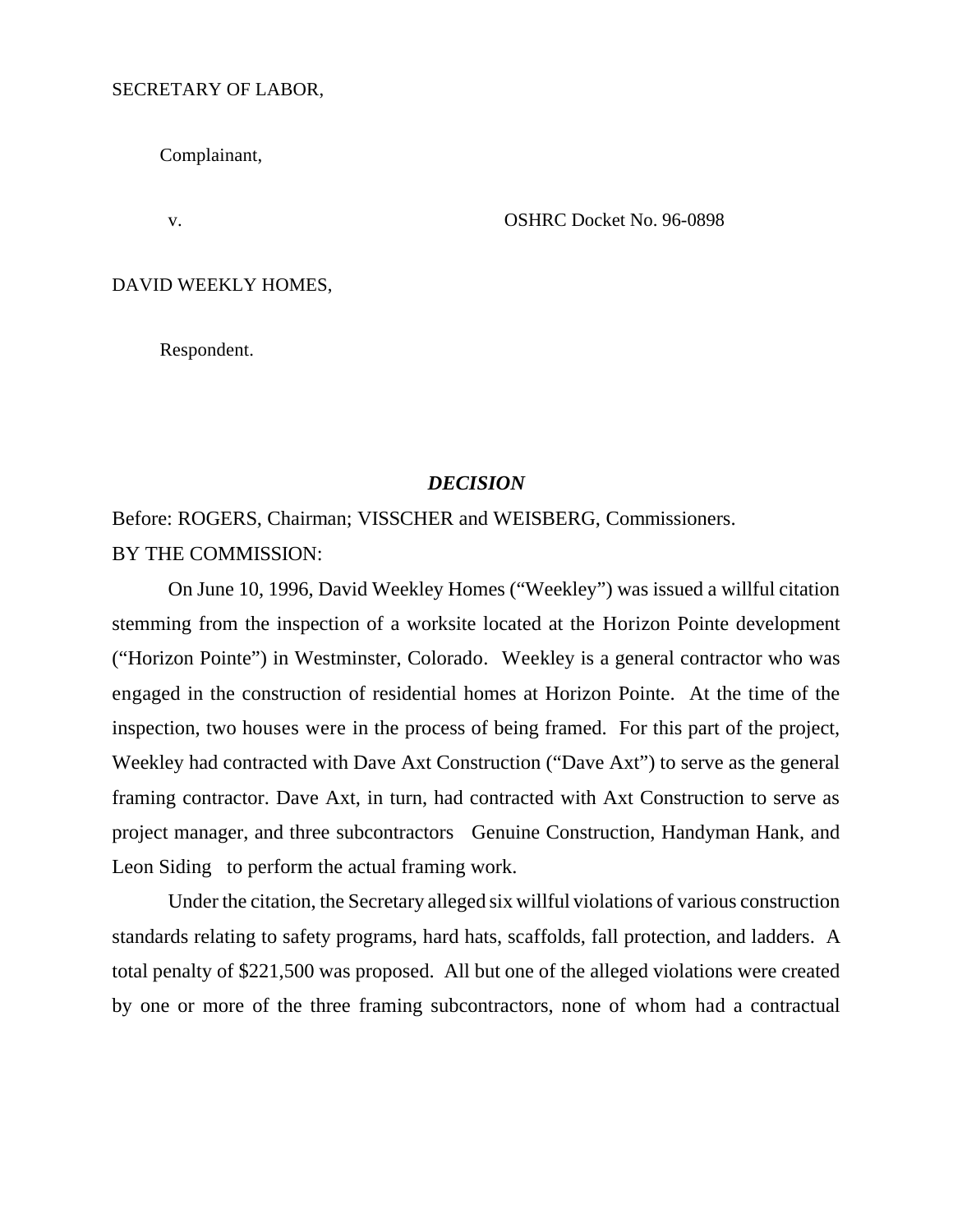SECRETARY OF LABOR,

Complainant,

v. OSHRC Docket No. 96-0898

DAVID WEEKLY HOMES,

Respondent.

## *DECISION*

Before: ROGERS, Chairman; VISSCHER and WEISBERG, Commissioners.

BY THE COMMISSION:

On June 10, 1996, David Weekley Homes ("Weekley") was issued a willful citation stemming from the inspection of a worksite located at the Horizon Pointe development ("Horizon Pointe") in Westminster, Colorado. Weekley is a general contractor who was engaged in the construction of residential homes at Horizon Pointe. At the time of the inspection, two houses were in the process of being framed. For this part of the project, Weekley had contracted with Dave Axt Construction ("Dave Axt") to serve as the general framing contractor. Dave Axt, in turn, had contracted with Axt Construction to serve as project manager, and three subcontractors Genuine Construction, Handyman Hank, and Leon Siding to perform the actual framing work.

Under the citation, the Secretary alleged six willful violations of various construction standards relating to safety programs, hard hats, scaffolds, fall protection, and ladders. A total penalty of $221,500 was proposed. All but one of the alleged violations were created by one or more of the three framing subcontractors, none of whom had a contractual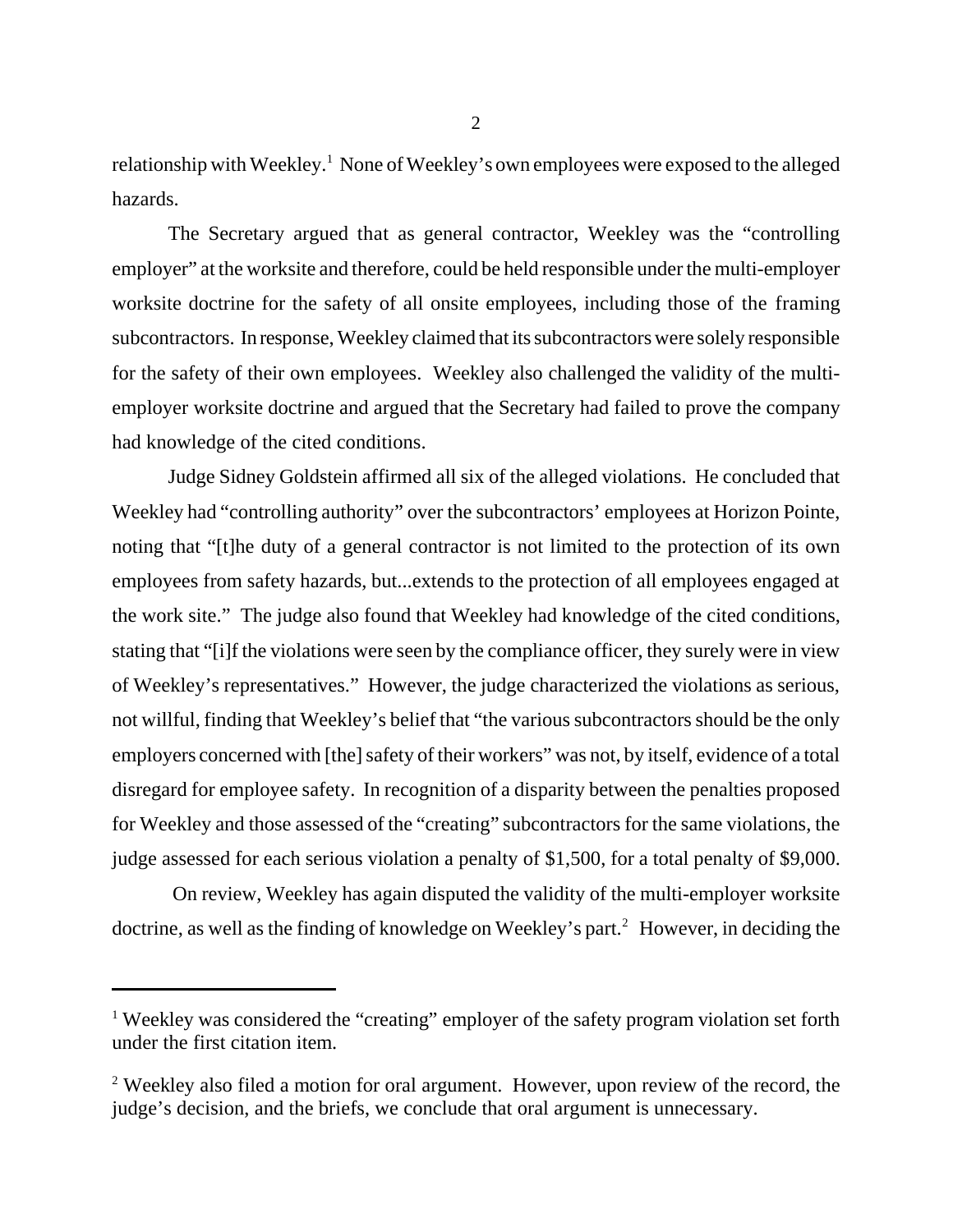relationship with Weekley.[1] None of Weekley's own employees were exposed to the alleged hazards.

The Secretary argued that as general contractor, Weekley was the "controlling employer" at the worksite and therefore, could be held responsible under the multi-employer worksite doctrine for the safety of all onsite employees, including those of the framing subcontractors. In response, Weekley claimed that its subcontractors were solely responsible for the safety of their own employees. Weekley also challenged the validity of the multi-employer worksite doctrine and argued that the Secretary had failed to prove the company had knowledge of the cited conditions.

Judge Sidney Goldstein affirmed all six of the alleged violations. He concluded that Weekley had "controlling authority" over the subcontractors' employees at Horizon Pointe, noting that "[t]he duty of a general contractor is not limited to the protection of its own employees from safety hazards, but...extends to the protection of all employees engaged at the work site." The judge also found that Weekley had knowledge of the cited conditions, stating that "[i]f the violations were seen by the compliance officer, they surely were in view of Weekley's representatives." However, the judge characterized the violations as serious, not willful, finding that Weekley's belief that "the various subcontractors should be the only employers concerned with [the] safety of their workers" was not, by itself, evidence of a total disregard for employee safety. In recognition of a disparity between the penalties proposed for Weekley and those assessed of the "creating" subcontractors for the same violations, the judge assessed for each serious violation a penalty of $1,500, for a total penalty of $9,000.

On review, Weekley has again disputed the validity of the multi-employer worksite doctrine, as well as the finding of knowledge on Weekley's part.[2] However, in deciding the

---

[1] Weekley was considered the "creating" employer of the safety program violation set forth under the first citation item.

[2] Weekley also filed a motion for oral argument. However, upon review of the record, the judge's decision, and the briefs, we conclude that oral argument is unnecessary.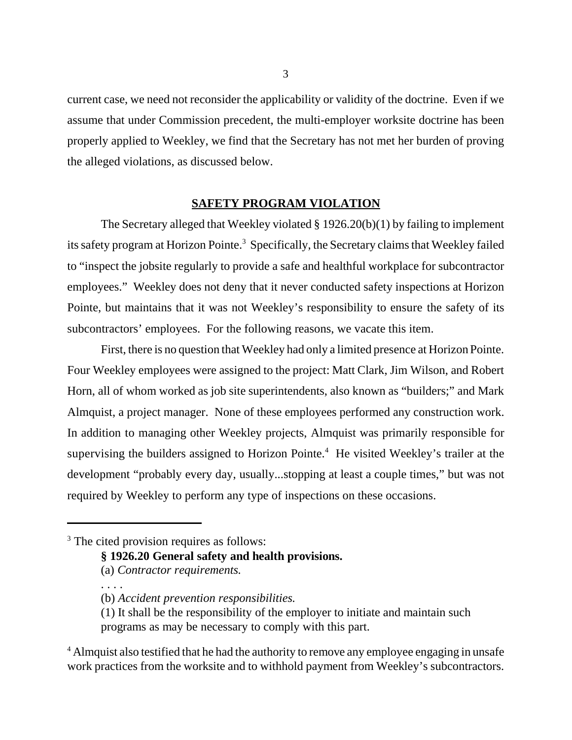current case, we need not reconsider the applicability or validity of the doctrine. Even if we assume that under Commission precedent, the multi-employer worksite doctrine has been properly applied to Weekley, we find that the Secretary has not met her burden of proving the alleged violations, as discussed below.

## SAFETY PROGRAM VIOLATION

The Secretary alleged that Weekley violated § 1926.20(b)(1) by failing to implement its safety program at Horizon Pointe.[3] Specifically, the Secretary claims that Weekley failed to "inspect the jobsite regularly to provide a safe and healthful workplace for subcontractor employees." Weekley does not deny that it never conducted safety inspections at Horizon Pointe, but maintains that it was not Weekley's responsibility to ensure the safety of its subcontractors' employees. For the following reasons, we vacate this item.

First, there is no question that Weekley had only a limited presence at Horizon Pointe. Four Weekley employees were assigned to the project: Matt Clark, Jim Wilson, and Robert Horn, all of whom worked as job site superintendents, also known as "builders;" and Mark Almquist, a project manager. None of these employees performed any construction work. In addition to managing other Weekley projects, Almquist was primarily responsible for supervising the builders assigned to Horizon Pointe.[4] He visited Weekley's trailer at the development "probably every day, usually...stopping at least a couple times," but was not required by Weekley to perform any type of inspections on these occasions.

---

[3] The cited provision requires as follows:

**§ 1926.20 General safety and health provisions.**

(a) *Contractor requirements.*

. . . .

(b) *Accident prevention responsibilities.*

(1) It shall be the responsibility of the employer to initiate and maintain such programs as may be necessary to comply with this part.

[4] Almquist also testified that he had the authority to remove any employee engaging in unsafe work practices from the worksite and to withhold payment from Weekley's subcontractors.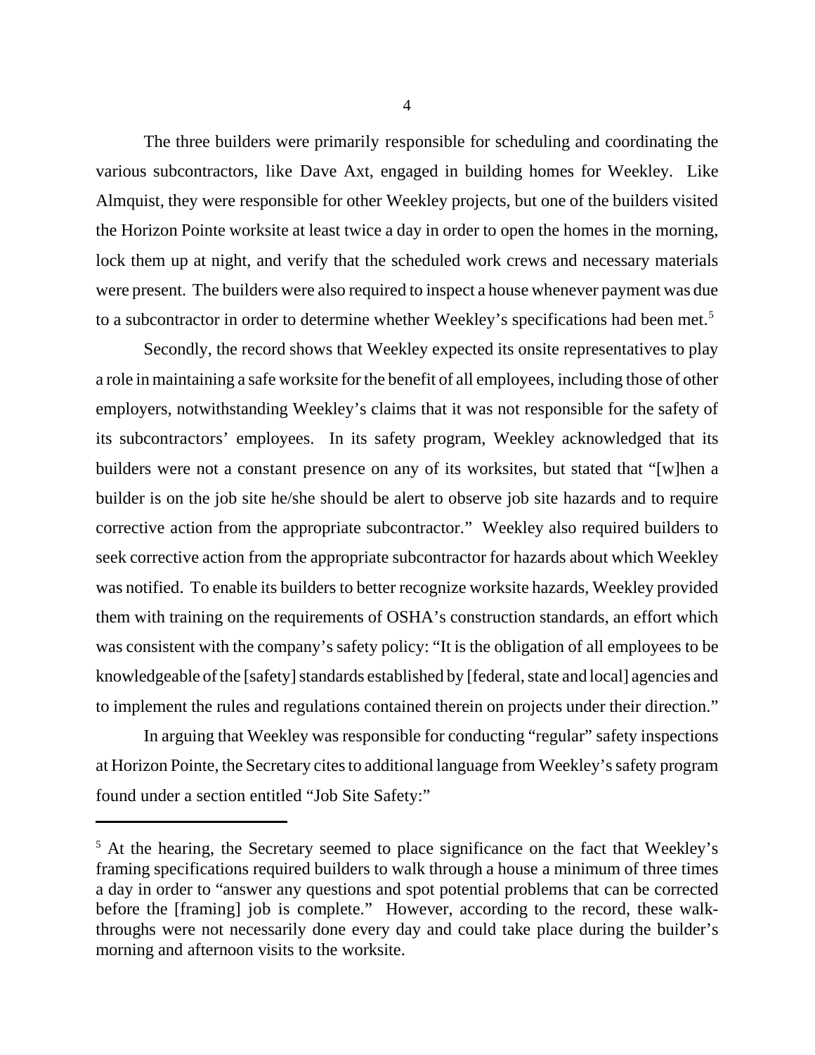The three builders were primarily responsible for scheduling and coordinating the various subcontractors, like Dave Axt, engaged in building homes for Weekley. Like Almquist, they were responsible for other Weekley projects, but one of the builders visited the Horizon Pointe worksite at least twice a day in order to open the homes in the morning, lock them up at night, and verify that the scheduled work crews and necessary materials were present. The builders were also required to inspect a house whenever payment was due to a subcontractor in order to determine whether Weekley's specifications had been met.[5]

Secondly, the record shows that Weekley expected its onsite representatives to play a role in maintaining a safe worksite for the benefit of all employees, including those of other employers, notwithstanding Weekley's claims that it was not responsible for the safety of its subcontractors' employees. In its safety program, Weekley acknowledged that its builders were not a constant presence on any of its worksites, but stated that "[w]hen a builder is on the job site he/she should be alert to observe job site hazards and to require corrective action from the appropriate subcontractor." Weekley also required builders to seek corrective action from the appropriate subcontractor for hazards about which Weekley was notified. To enable its builders to better recognize worksite hazards, Weekley provided them with training on the requirements of OSHA's construction standards, an effort which was consistent with the company's safety policy: "It is the obligation of all employees to be knowledgeable of the [safety] standards established by [federal, state and local] agencies and to implement the rules and regulations contained therein on projects under their direction."

In arguing that Weekley was responsible for conducting "regular" safety inspections at Horizon Pointe, the Secretary cites to additional language from Weekley's safety program found under a section entitled "Job Site Safety:"

---

[5] At the hearing, the Secretary seemed to place significance on the fact that Weekley's framing specifications required builders to walk through a house a minimum of three times a day in order to "answer any questions and spot potential problems that can be corrected before the [framing] job is complete." However, according to the record, these walk-throughs were not necessarily done every day and could take place during the builder's morning and afternoon visits to the worksite.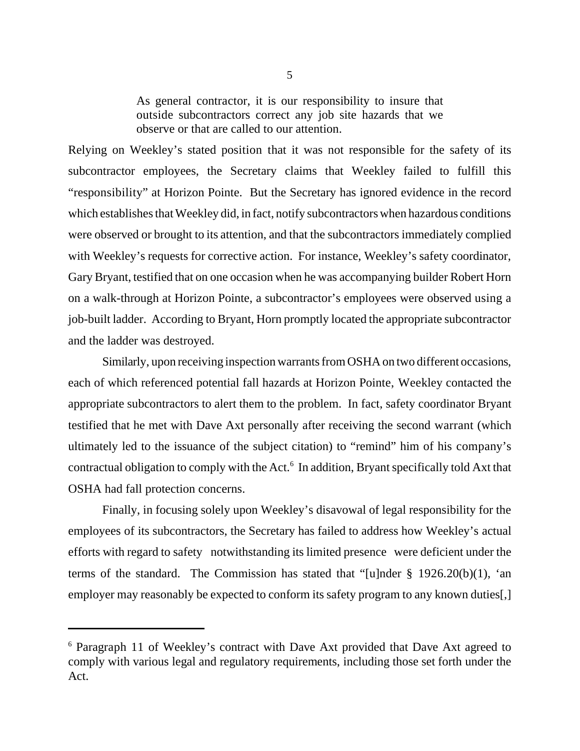> As general contractor, it is our responsibility to insure that outside subcontractors correct any job site hazards that we observe or that are called to our attention.

Relying on Weekley's stated position that it was not responsible for the safety of its subcontractor employees, the Secretary claims that Weekley failed to fulfill this "responsibility" at Horizon Pointe. But the Secretary has ignored evidence in the record which establishes that Weekley did, in fact, notify subcontractors when hazardous conditions were observed or brought to its attention, and that the subcontractors immediately complied with Weekley's requests for corrective action. For instance, Weekley's safety coordinator, Gary Bryant, testified that on one occasion when he was accompanying builder Robert Horn on a walk-through at Horizon Pointe, a subcontractor's employees were observed using a job-built ladder. According to Bryant, Horn promptly located the appropriate subcontractor and the ladder was destroyed.

Similarly, upon receiving inspection warrants from OSHA on two different occasions, each of which referenced potential fall hazards at Horizon Pointe, Weekley contacted the appropriate subcontractors to alert them to the problem. In fact, safety coordinator Bryant testified that he met with Dave Axt personally after receiving the second warrant (which ultimately led to the issuance of the subject citation) to "remind" him of his company's contractual obligation to comply with the Act.[6] In addition, Bryant specifically told Axt that OSHA had fall protection concerns.

Finally, in focusing solely upon Weekley's disavowal of legal responsibility for the employees of its subcontractors, the Secretary has failed to address how Weekley's actual efforts with regard to safety notwithstanding its limited presence were deficient under the terms of the standard. The Commission has stated that "[u]nder § 1926.20(b)(1), 'an employer may reasonably be expected to conform its safety program to any known duties[,]

---

[6] Paragraph 11 of Weekley's contract with Dave Axt provided that Dave Axt agreed to comply with various legal and regulatory requirements, including those set forth under the Act.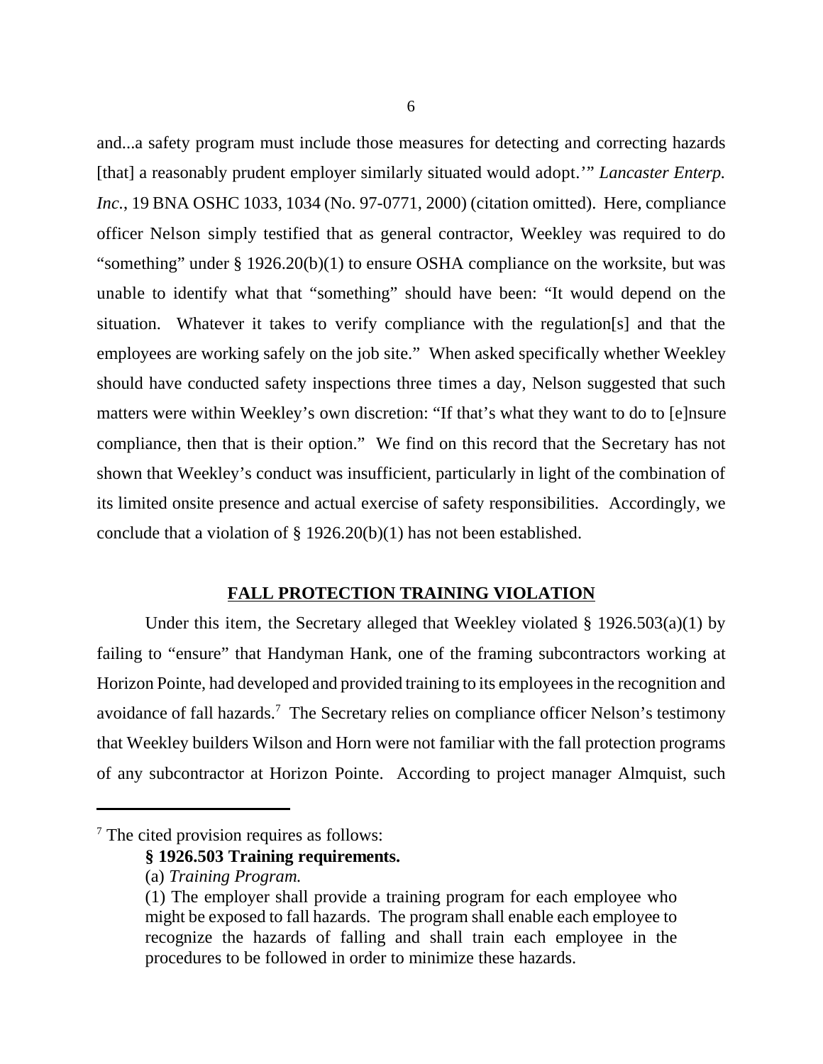and...a safety program must include those measures for detecting and correcting hazards [that] a reasonably prudent employer similarly situated would adopt.'" *Lancaster Enterp. Inc.*, 19 BNA OSHC 1033, 1034 (No. 97-0771, 2000) (citation omitted). Here, compliance officer Nelson simply testified that as general contractor, Weekley was required to do "something" under § 1926.20(b)(1) to ensure OSHA compliance on the worksite, but was unable to identify what that "something" should have been: "It would depend on the situation. Whatever it takes to verify compliance with the regulation[s] and that the employees are working safely on the job site." When asked specifically whether Weekley should have conducted safety inspections three times a day, Nelson suggested that such matters were within Weekley's own discretion: "If that's what they want to do to [e]nsure compliance, then that is their option." We find on this record that the Secretary has not shown that Weekley's conduct was insufficient, particularly in light of the combination of its limited onsite presence and actual exercise of safety responsibilities. Accordingly, we conclude that a violation of § 1926.20(b)(1) has not been established.

## FALL PROTECTION TRAINING VIOLATION

Under this item, the Secretary alleged that Weekley violated § 1926.503(a)(1) by failing to "ensure" that Handyman Hank, one of the framing subcontractors working at Horizon Pointe, had developed and provided training to its employees in the recognition and avoidance of fall hazards.[7] The Secretary relies on compliance officer Nelson's testimony that Weekley builders Wilson and Horn were not familiar with the fall protection programs of any subcontractor at Horizon Pointe. According to project manager Almquist, such

---

[7] The cited provision requires as follows:

> **§ 1926.503 Training requirements.**
>
> (a) *Training Program.*
>
> (1) The employer shall provide a training program for each employee who might be exposed to fall hazards. The program shall enable each employee to recognize the hazards of falling and shall train each employee in the procedures to be followed in order to minimize these hazards.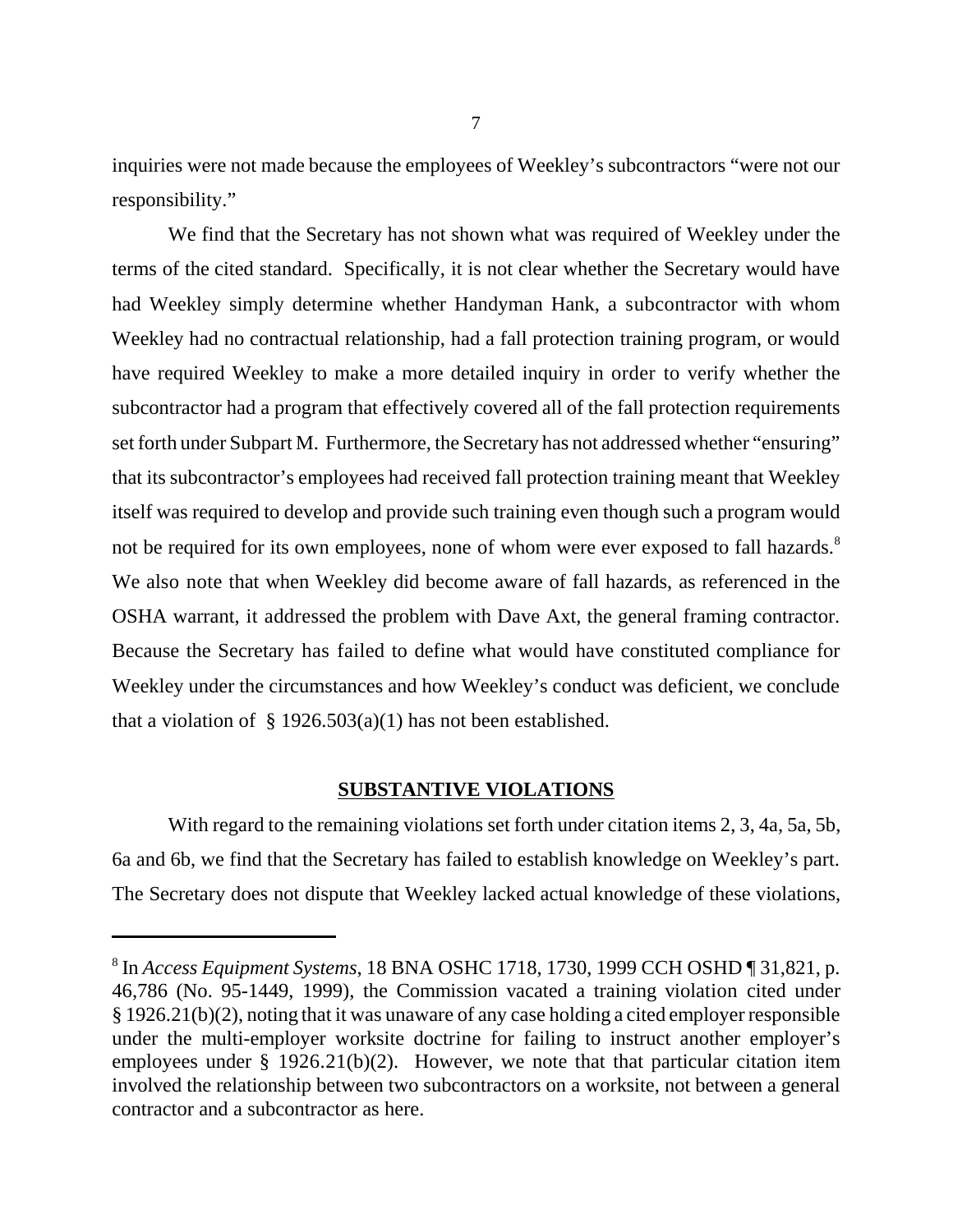inquiries were not made because the employees of Weekley's subcontractors "were not our responsibility."

We find that the Secretary has not shown what was required of Weekley under the terms of the cited standard. Specifically, it is not clear whether the Secretary would have had Weekley simply determine whether Handyman Hank, a subcontractor with whom Weekley had no contractual relationship, had a fall protection training program, or would have required Weekley to make a more detailed inquiry in order to verify whether the subcontractor had a program that effectively covered all of the fall protection requirements set forth under Subpart M. Furthermore, the Secretary has not addressed whether "ensuring" that its subcontractor's employees had received fall protection training meant that Weekley itself was required to develop and provide such training even though such a program would not be required for its own employees, none of whom were ever exposed to fall hazards.[8] We also note that when Weekley did become aware of fall hazards, as referenced in the OSHA warrant, it addressed the problem with Dave Axt, the general framing contractor. Because the Secretary has failed to define what would have constituted compliance for Weekley under the circumstances and how Weekley's conduct was deficient, we conclude that a violation of § 1926.503(a)(1) has not been established.

## SUBSTANTIVE VIOLATIONS

With regard to the remaining violations set forth under citation items 2, 3, 4a, 5a, 5b, 6a and 6b, we find that the Secretary has failed to establish knowledge on Weekley's part. The Secretary does not dispute that Weekley lacked actual knowledge of these violations,

---

[8] In *Access Equipment Systems*, 18 BNA OSHC 1718, 1730, 1999 CCH OSHD ¶ 31,821, p. 46,786 (No. 95-1449, 1999), the Commission vacated a training violation cited under § 1926.21(b)(2), noting that it was unaware of any case holding a cited employer responsible under the multi-employer worksite doctrine for failing to instruct another employer's employees under § 1926.21(b)(2). However, we note that that particular citation item involved the relationship between two subcontractors on a worksite, not between a general contractor and a subcontractor as here.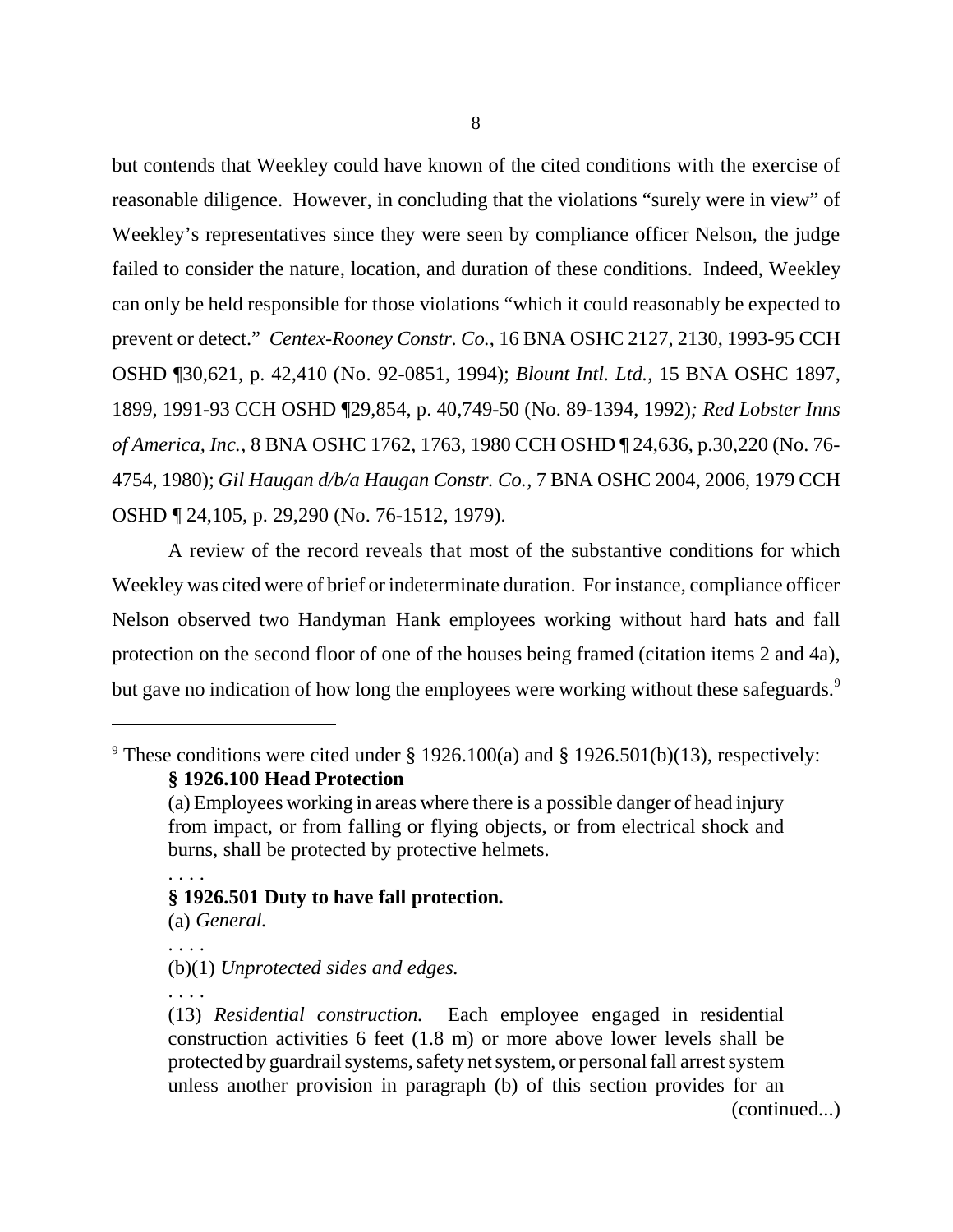but contends that Weekley could have known of the cited conditions with the exercise of reasonable diligence. However, in concluding that the violations "surely were in view" of Weekley's representatives since they were seen by compliance officer Nelson, the judge failed to consider the nature, location, and duration of these conditions. Indeed, Weekley can only be held responsible for those violations "which it could reasonably be expected to prevent or detect." *Centex-Rooney Constr. Co.*, 16 BNA OSHC 2127, 2130, 1993-95 CCH OSHD ¶30,621, p. 42,410 (No. 92-0851, 1994); *Blount Intl. Ltd.*, 15 BNA OSHC 1897, 1899, 1991-93 CCH OSHD ¶29,854, p. 40,749-50 (No. 89-1394, 1992); *Red Lobster Inns of America, Inc.*, 8 BNA OSHC 1762, 1763, 1980 CCH OSHD ¶ 24,636, p.30,220 (No. 76-4754, 1980); *Gil Haugan d/b/a Haugan Constr. Co.*, 7 BNA OSHC 2004, 2006, 1979 CCH OSHD ¶ 24,105, p. 29,290 (No. 76-1512, 1979).

A review of the record reveals that most of the substantive conditions for which Weekley was cited were of brief or indeterminate duration. For instance, compliance officer Nelson observed two Handyman Hank employees working without hard hats and fall protection on the second floor of one of the houses being framed (citation items 2 and 4a), but gave no indication of how long the employees were working without these safeguards.[9]

---

[9] These conditions were cited under § 1926.100(a) and § 1926.501(b)(13), respectively:

> **§ 1926.100 Head Protection**
>
> (a) Employees working in areas where there is a possible danger of head injury from impact, or from falling or flying objects, or from electrical shock and burns, shall be protected by protective helmets.
>
> . . . .
>
> **§ 1926.501 Duty to have fall protection.**
>
> (a) *General.*
>
> . . . .
>
> (b)(1) *Unprotected sides and edges.*
>
> . . . .
>
> (13) *Residential construction.* Each employee engaged in residential construction activities 6 feet (1.8 m) or more above lower levels shall be protected by guardrail systems, safety net system, or personal fall arrest system unless another provision in paragraph (b) of this section provides for an

(continued...)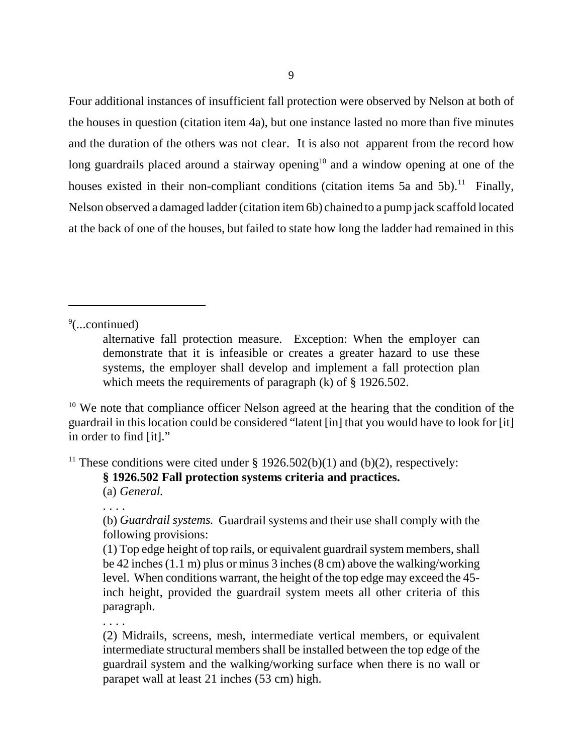Four additional instances of insufficient fall protection were observed by Nelson at both of the houses in question (citation item 4a), but one instance lasted no more than five minutes and the duration of the others was not clear. It is also not apparent from the record how long guardrails placed around a stairway opening[10] and a window opening at one of the houses existed in their non-compliant conditions (citation items 5a and 5b).[11] Finally, Nelson observed a damaged ladder (citation item 6b) chained to a pump jack scaffold located at the back of one of the houses, but failed to state how long the ladder had remained in this

---

[9](...continued)

> alternative fall protection measure. Exception: When the employer can demonstrate that it is infeasible or creates a greater hazard to use these systems, the employer shall develop and implement a fall protection plan which meets the requirements of paragraph (k) of § 1926.502.

[10] We note that compliance officer Nelson agreed at the hearing that the condition of the guardrail in this location could be considered "latent [in] that you would have to look for [it] in order to find [it]."

[11] These conditions were cited under § 1926.502(b)(1) and (b)(2), respectively:

> **§ 1926.502 Fall protection systems criteria and practices.**
>
> (a) *General.*
>
> . . . .
>
> (b) *Guardrail systems.* Guardrail systems and their use shall comply with the following provisions:
>
> (1) Top edge height of top rails, or equivalent guardrail system members, shall be 42 inches (1.1 m) plus or minus 3 inches (8 cm) above the walking/working level. When conditions warrant, the height of the top edge may exceed the 45-inch height, provided the guardrail system meets all other criteria of this paragraph.
>
> . . . .
>
> (2) Midrails, screens, mesh, intermediate vertical members, or equivalent intermediate structural members shall be installed between the top edge of the guardrail system and the walking/working surface when there is no wall or parapet wall at least 21 inches (53 cm) high.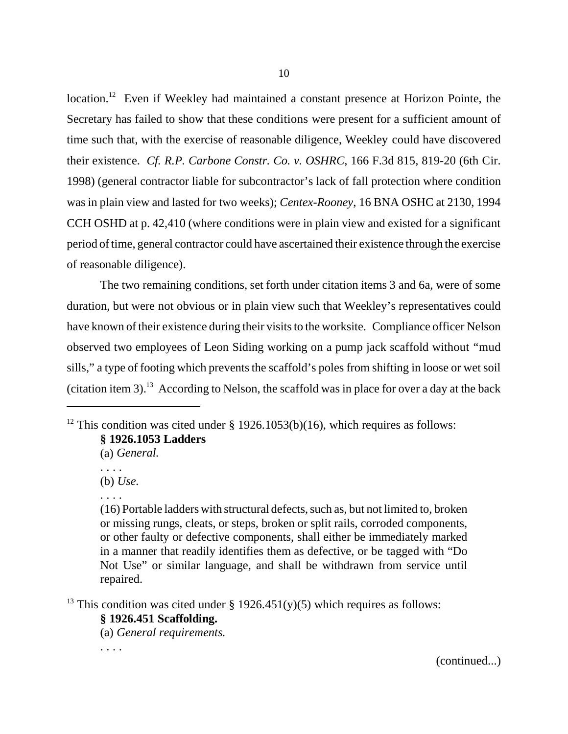location.[12] Even if Weekley had maintained a constant presence at Horizon Pointe, the Secretary has failed to show that these conditions were present for a sufficient amount of time such that, with the exercise of reasonable diligence, Weekley could have discovered their existence. *Cf. R.P. Carbone Constr. Co. v. OSHRC*, 166 F.3d 815, 819-20 (6th Cir. 1998) (general contractor liable for subcontractor's lack of fall protection where condition was in plain view and lasted for two weeks); *Centex-Rooney*, 16 BNA OSHC at 2130, 1994 CCH OSHD at p. 42,410 (where conditions were in plain view and existed for a significant period of time, general contractor could have ascertained their existence through the exercise of reasonable diligence).

The two remaining conditions, set forth under citation items 3 and 6a, were of some duration, but were not obvious or in plain view such that Weekley's representatives could have known of their existence during their visits to the worksite. Compliance officer Nelson observed two employees of Leon Siding working on a pump jack scaffold without "mud sills," a type of footing which prevents the scaffold's poles from shifting in loose or wet soil (citation item 3).[13] According to Nelson, the scaffold was in place for over a day at the back

---

[12] This condition was cited under § 1926.1053(b)(16), which requires as follows:

**§ 1926.1053 Ladders**

(a) *General.*

. . . .

(b) *Use.*

. . . .

(16) Portable ladders with structural defects, such as, but not limited to, broken or missing rungs, cleats, or steps, broken or split rails, corroded components, or other faulty or defective components, shall either be immediately marked in a manner that readily identifies them as defective, or be tagged with "Do Not Use" or similar language, and shall be withdrawn from service until repaired.

[13] This condition was cited under § 1926.451(y)(5) which requires as follows:

**§ 1926.451 Scaffolding.**

(a) *General requirements.*

. . . .

(continued...)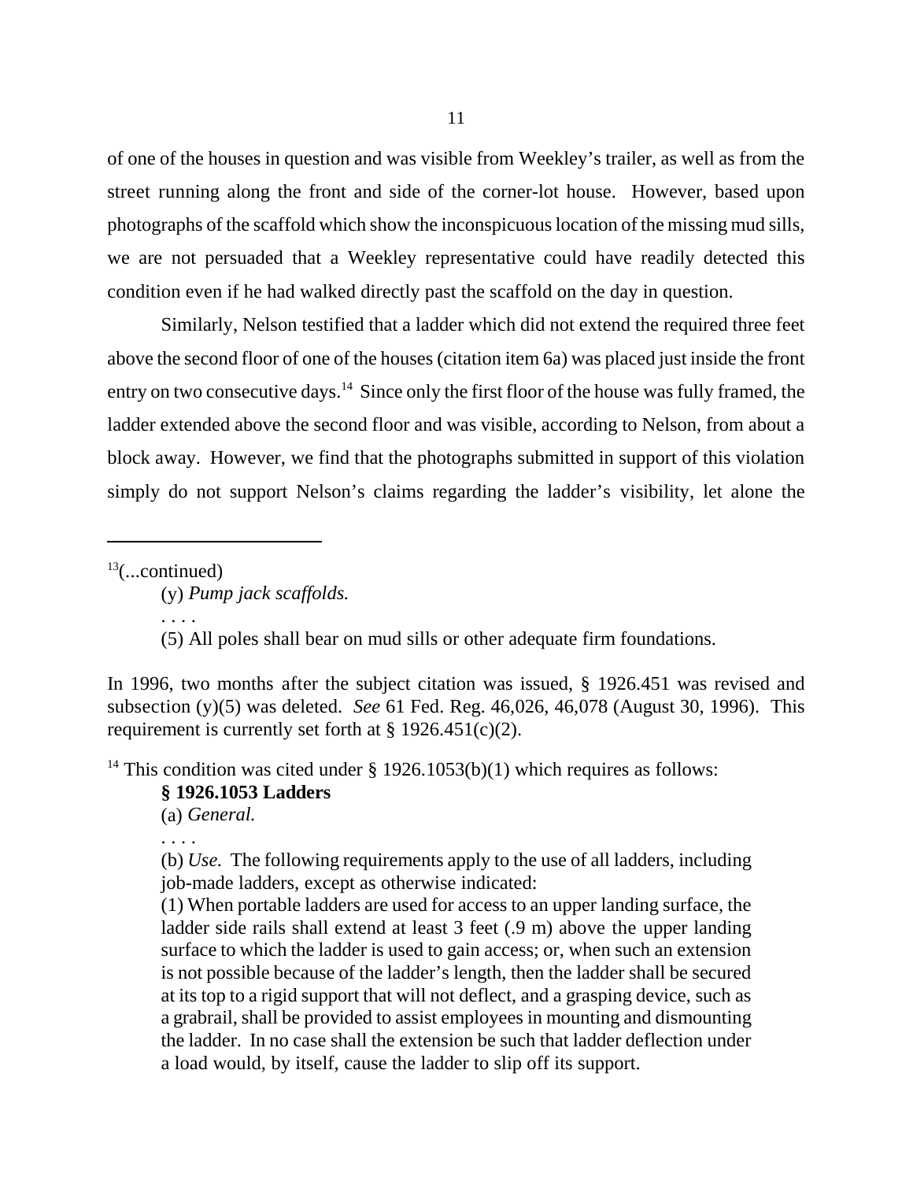of one of the houses in question and was visible from Weekley's trailer, as well as from the street running along the front and side of the corner-lot house. However, based upon photographs of the scaffold which show the inconspicuous location of the missing mud sills, we are not persuaded that a Weekley representative could have readily detected this condition even if he had walked directly past the scaffold on the day in question.

Similarly, Nelson testified that a ladder which did not extend the required three feet above the second floor of one of the houses (citation item 6a) was placed just inside the front entry on two consecutive days.[14] Since only the first floor of the house was fully framed, the ladder extended above the second floor and was visible, according to Nelson, from about a block away. However, we find that the photographs submitted in support of this violation simply do not support Nelson's claims regarding the ladder's visibility, let alone the

---

[13](...continued)

> (y) *Pump jack scaffolds.*
>
> . . . .
>
> (5) All poles shall bear on mud sills or other adequate firm foundations.

In 1996, two months after the subject citation was issued, § 1926.451 was revised and subsection (y)(5) was deleted. *See* 61 Fed. Reg. 46,026, 46,078 (August 30, 1996). This requirement is currently set forth at § 1926.451(c)(2).

[14] This condition was cited under § 1926.1053(b)(1) which requires as follows:

> **§ 1926.1053 Ladders**
>
> (a) *General.*
>
> . . . .
>
> (b) *Use.* The following requirements apply to the use of all ladders, including job-made ladders, except as otherwise indicated:
>
> (1) When portable ladders are used for access to an upper landing surface, the ladder side rails shall extend at least 3 feet (.9 m) above the upper landing surface to which the ladder is used to gain access; or, when such an extension is not possible because of the ladder's length, then the ladder shall be secured at its top to a rigid support that will not deflect, and a grasping device, such as a grabrail, shall be provided to assist employees in mounting and dismounting the ladder. In no case shall the extension be such that ladder deflection under a load would, by itself, cause the ladder to slip off its support.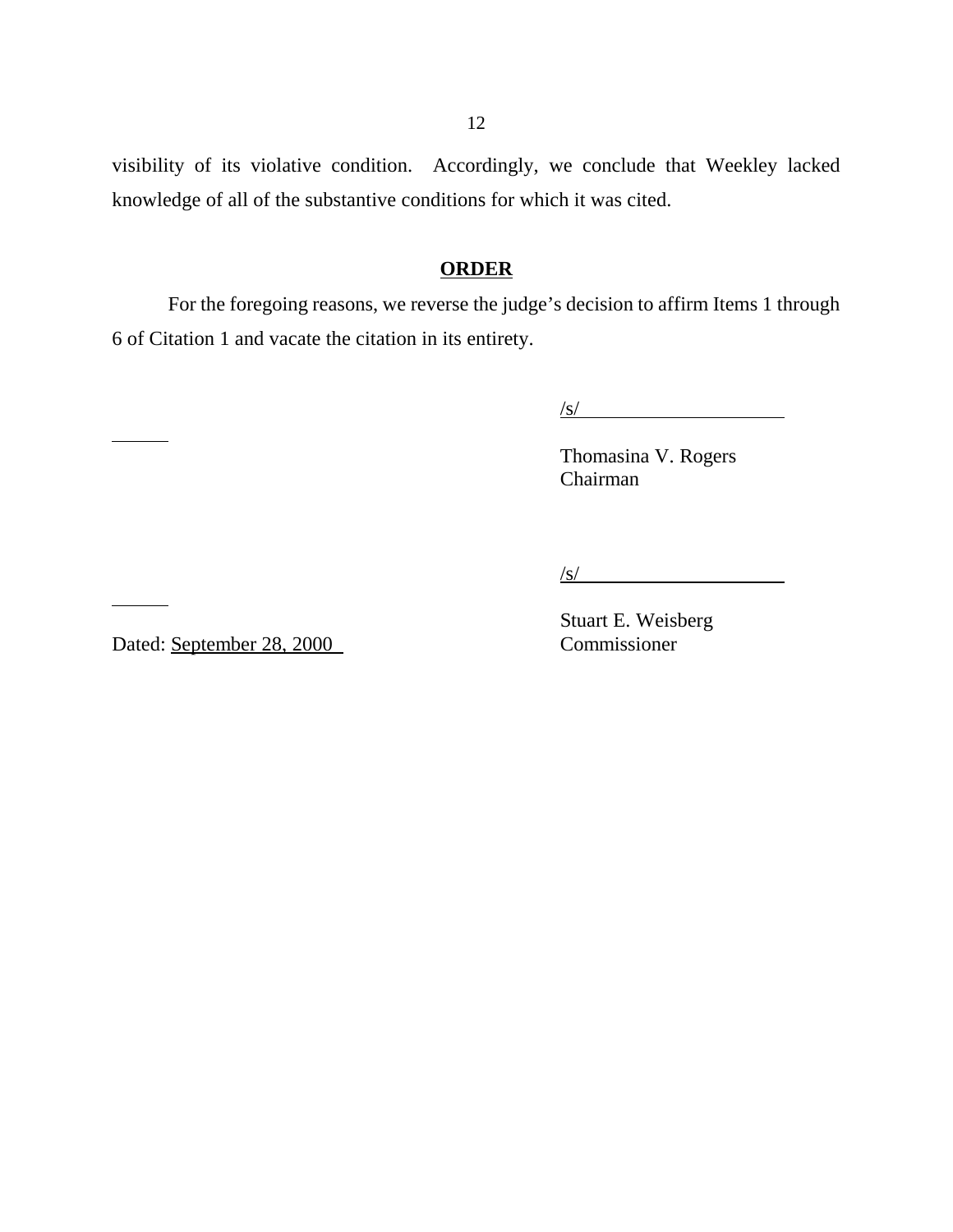visibility of its violative condition. Accordingly, we conclude that Weekley lacked knowledge of all of the substantive conditions for which it was cited.

## ORDER

For the foregoing reasons, we reverse the judge's decision to affirm Items 1 through 6 of Citation 1 and vacate the citation in its entirety.

/s/

Thomasina V. Rogers
Chairman

/s/

Stuart E. Weisberg
Commissioner

Dated: September 28, 2000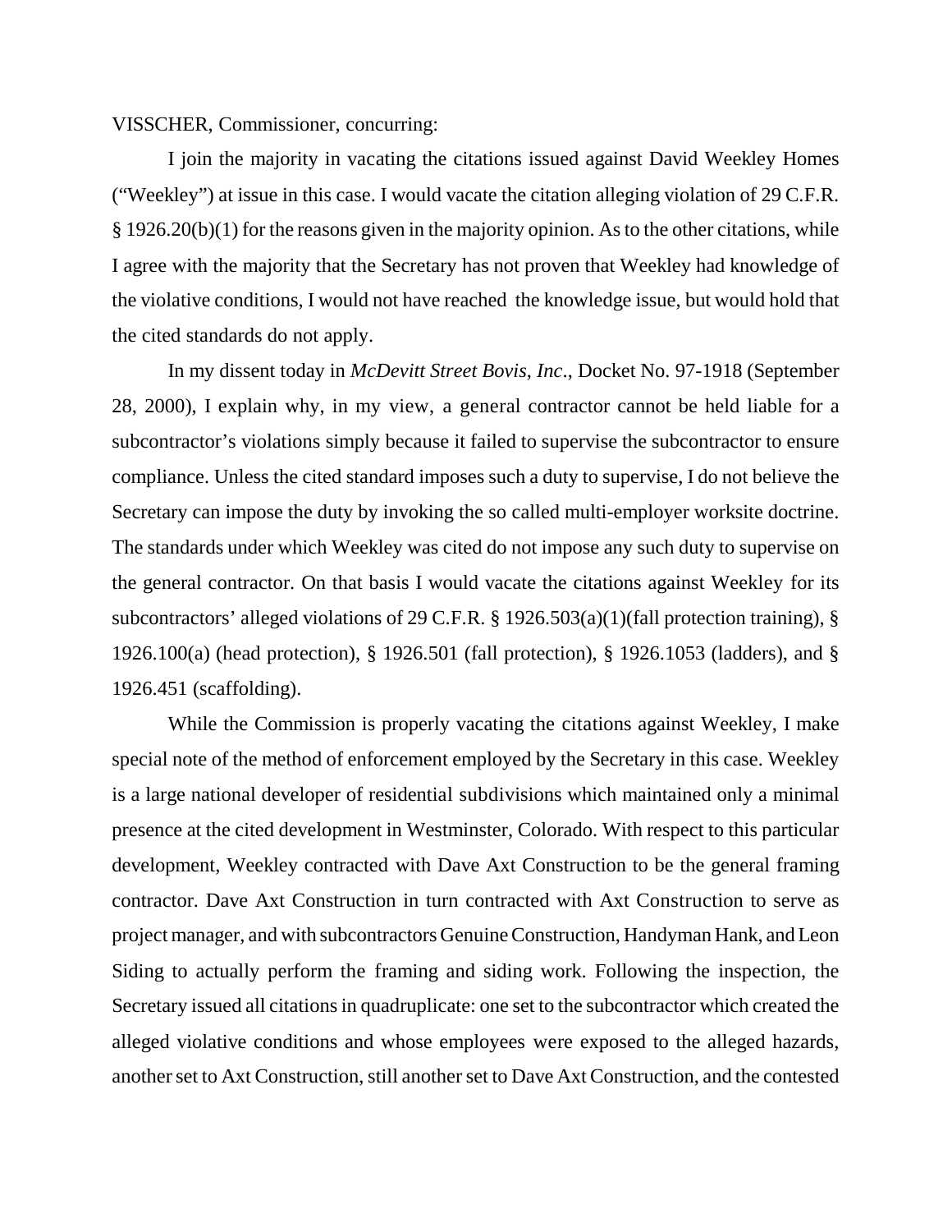VISSCHER, Commissioner, concurring:

I join the majority in vacating the citations issued against David Weekley Homes ("Weekley") at issue in this case. I would vacate the citation alleging violation of 29 C.F.R. § 1926.20(b)(1) for the reasons given in the majority opinion. As to the other citations, while I agree with the majority that the Secretary has not proven that Weekley had knowledge of the violative conditions, I would not have reached the knowledge issue, but would hold that the cited standards do not apply.

In my dissent today in *McDevitt Street Bovis, Inc*., Docket No. 97-1918 (September 28, 2000), I explain why, in my view, a general contractor cannot be held liable for a subcontractor's violations simply because it failed to supervise the subcontractor to ensure compliance. Unless the cited standard imposes such a duty to supervise, I do not believe the Secretary can impose the duty by invoking the so called multi-employer worksite doctrine. The standards under which Weekley was cited do not impose any such duty to supervise on the general contractor. On that basis I would vacate the citations against Weekley for its subcontractors' alleged violations of 29 C.F.R. § 1926.503(a)(1)(fall protection training), § 1926.100(a) (head protection), § 1926.501 (fall protection), § 1926.1053 (ladders), and § 1926.451 (scaffolding).

While the Commission is properly vacating the citations against Weekley, I make special note of the method of enforcement employed by the Secretary in this case. Weekley is a large national developer of residential subdivisions which maintained only a minimal presence at the cited development in Westminster, Colorado. With respect to this particular development, Weekley contracted with Dave Axt Construction to be the general framing contractor. Dave Axt Construction in turn contracted with Axt Construction to serve as project manager, and with subcontractors Genuine Construction, Handyman Hank, and Leon Siding to actually perform the framing and siding work. Following the inspection, the Secretary issued all citations in quadruplicate: one set to the subcontractor which created the alleged violative conditions and whose employees were exposed to the alleged hazards, another set to Axt Construction, still another set to Dave Axt Construction, and the contested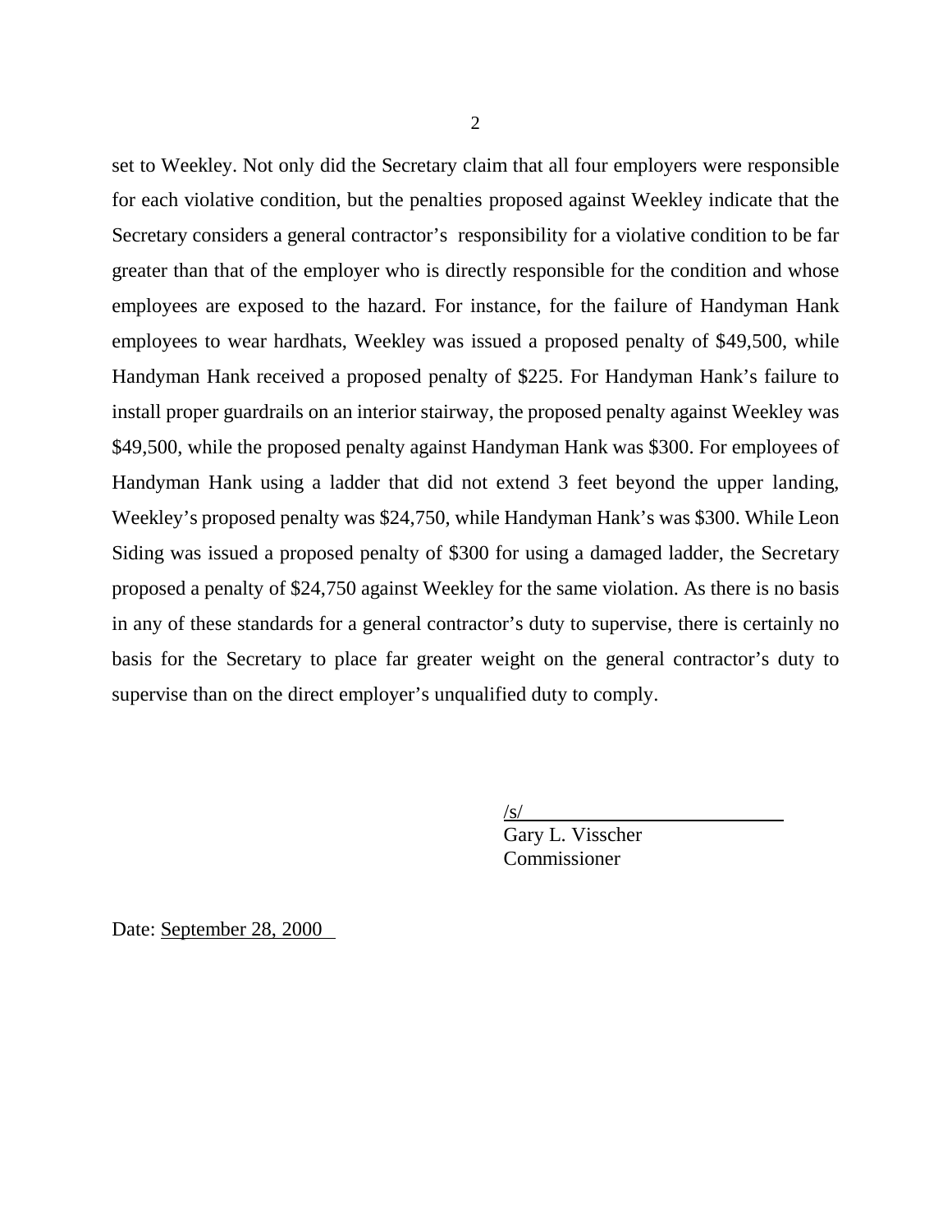set to Weekley. Not only did the Secretary claim that all four employers were responsible for each violative condition, but the penalties proposed against Weekley indicate that the Secretary considers a general contractor's responsibility for a violative condition to be far greater than that of the employer who is directly responsible for the condition and whose employees are exposed to the hazard. For instance, for the failure of Handyman Hank employees to wear hardhats, Weekley was issued a proposed penalty of $49,500, while Handyman Hank received a proposed penalty of $225. For Handyman Hank's failure to install proper guardrails on an interior stairway, the proposed penalty against Weekley was $49,500, while the proposed penalty against Handyman Hank was $300. For employees of Handyman Hank using a ladder that did not extend 3 feet beyond the upper landing, Weekley's proposed penalty was $24,750, while Handyman Hank's was $300. While Leon Siding was issued a proposed penalty of $300 for using a damaged ladder, the Secretary proposed a penalty of $24,750 against Weekley for the same violation. As there is no basis in any of these standards for a general contractor's duty to supervise, there is certainly no basis for the Secretary to place far greater weight on the general contractor's duty to supervise than on the direct employer's unqualified duty to comply.

/s/
Gary L. Visscher
Commissioner

Date: September 28, 2000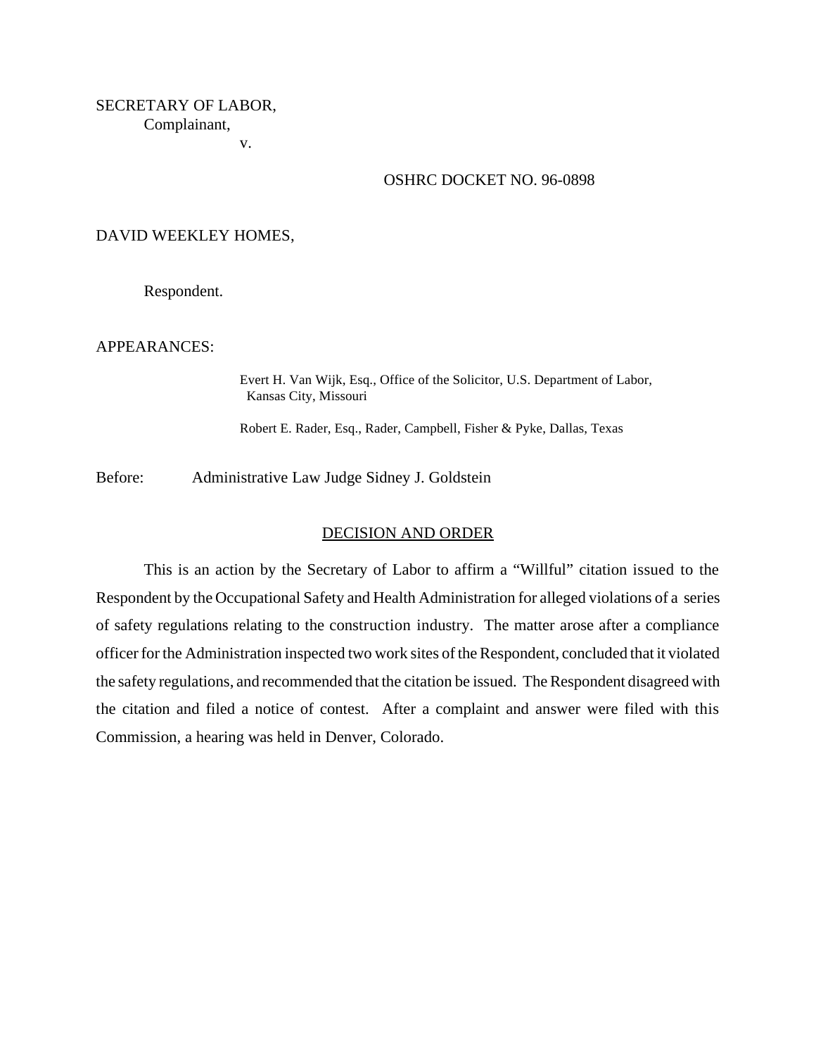SECRETARY OF LABOR,
Complainant,
v.

OSHRC DOCKET NO. 96-0898

DAVID WEEKLEY HOMES,

Respondent.

APPEARANCES:

Evert H. Van Wijk, Esq., Office of the Solicitor, U.S. Department of Labor, Kansas City, Missouri

Robert E. Rader, Esq., Rader, Campbell, Fisher & Pyke, Dallas, Texas

Before: Administrative Law Judge Sidney J. Goldstein

## DECISION AND ORDER

This is an action by the Secretary of Labor to affirm a "Willful" citation issued to the Respondent by the Occupational Safety and Health Administration for alleged violations of a series of safety regulations relating to the construction industry. The matter arose after a compliance officer for the Administration inspected two work sites of the Respondent, concluded that it violated the safety regulations, and recommended that the citation be issued. The Respondent disagreed with the citation and filed a notice of contest. After a complaint and answer were filed with this Commission, a hearing was held in Denver, Colorado.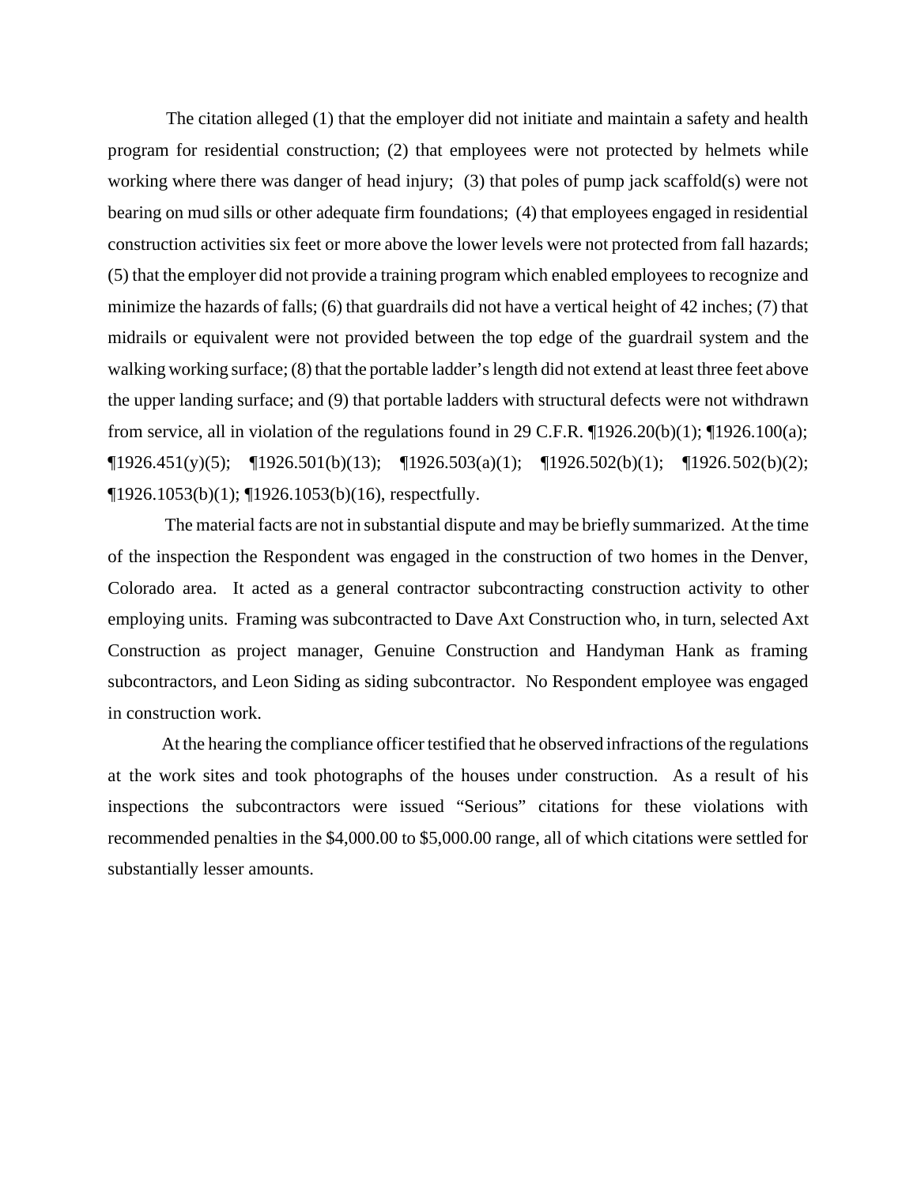The citation alleged (1) that the employer did not initiate and maintain a safety and health program for residential construction; (2) that employees were not protected by helmets while working where there was danger of head injury; (3) that poles of pump jack scaffold(s) were not bearing on mud sills or other adequate firm foundations; (4) that employees engaged in residential construction activities six feet or more above the lower levels were not protected from fall hazards; (5) that the employer did not provide a training program which enabled employees to recognize and minimize the hazards of falls; (6) that guardrails did not have a vertical height of 42 inches; (7) that midrails or equivalent were not provided between the top edge of the guardrail system and the walking working surface; (8) that the portable ladder's length did not extend at least three feet above the upper landing surface; and (9) that portable ladders with structural defects were not withdrawn from service, all in violation of the regulations found in 29 C.F.R. ¶1926.20(b)(1); ¶1926.100(a); ¶1926.451(y)(5); ¶1926.501(b)(13); ¶1926.503(a)(1); ¶1926.502(b)(1); ¶1926.502(b)(2); ¶1926.1053(b)(1); ¶1926.1053(b)(16), respectfully.

The material facts are not in substantial dispute and may be briefly summarized. At the time of the inspection the Respondent was engaged in the construction of two homes in the Denver, Colorado area. It acted as a general contractor subcontracting construction activity to other employing units. Framing was subcontracted to Dave Axt Construction who, in turn, selected Axt Construction as project manager, Genuine Construction and Handyman Hank as framing subcontractors, and Leon Siding as siding subcontractor. No Respondent employee was engaged in construction work.

At the hearing the compliance officer testified that he observed infractions of the regulations at the work sites and took photographs of the houses under construction. As a result of his inspections the subcontractors were issued "Serious" citations for these violations with recommended penalties in the $4,000.00 to $5,000.00 range, all of which citations were settled for substantially lesser amounts.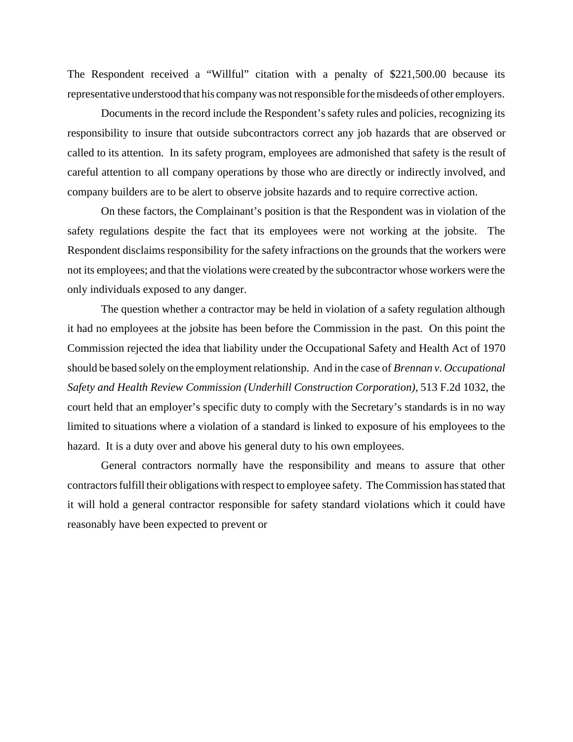The Respondent received a "Willful" citation with a penalty of $221,500.00 because its representative understood that his company was not responsible for the misdeeds of other employers.

Documents in the record include the Respondent's safety rules and policies, recognizing its responsibility to insure that outside subcontractors correct any job hazards that are observed or called to its attention. In its safety program, employees are admonished that safety is the result of careful attention to all company operations by those who are directly or indirectly involved, and company builders are to be alert to observe jobsite hazards and to require corrective action.

On these factors, the Complainant's position is that the Respondent was in violation of the safety regulations despite the fact that its employees were not working at the jobsite. The Respondent disclaims responsibility for the safety infractions on the grounds that the workers were not its employees; and that the violations were created by the subcontractor whose workers were the only individuals exposed to any danger.

The question whether a contractor may be held in violation of a safety regulation although it had no employees at the jobsite has been before the Commission in the past. On this point the Commission rejected the idea that liability under the Occupational Safety and Health Act of 1970 should be based solely on the employment relationship. And in the case of *Brennan v. Occupational Safety and Health Review Commission (Underhill Construction Corporation)*, 513 F.2d 1032, the court held that an employer's specific duty to comply with the Secretary's standards is in no way limited to situations where a violation of a standard is linked to exposure of his employees to the hazard. It is a duty over and above his general duty to his own employees.

General contractors normally have the responsibility and means to assure that other contractors fulfill their obligations with respect to employee safety. The Commission has stated that it will hold a general contractor responsible for safety standard violations which it could have reasonably have been expected to prevent or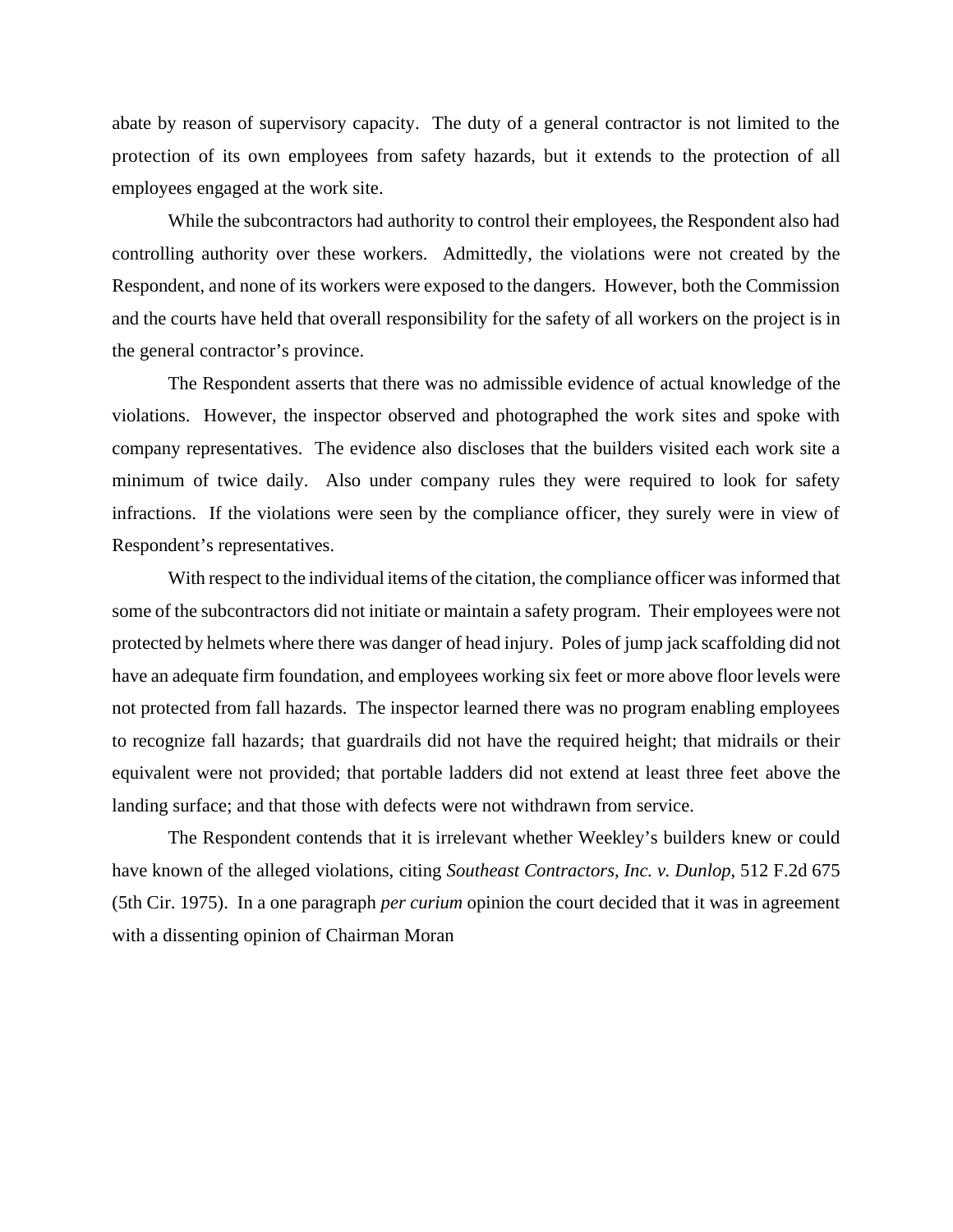abate by reason of supervisory capacity.  The duty of a general contractor is not limited to the protection of its own employees from safety hazards, but it extends to the protection of all employees engaged at the work site.

While the subcontractors had authority to control their employees, the Respondent also had controlling authority over these workers.  Admittedly, the violations were not created by the Respondent, and none of its workers were exposed to the dangers.  However, both the Commission and the courts have held that overall responsibility for the safety of all workers on the project is in the general contractor's province.

The Respondent asserts that there was no admissible evidence of actual knowledge of the violations.  However, the inspector observed and photographed the work sites and spoke with company representatives.  The evidence also discloses that the builders visited each work site a minimum of twice daily.  Also under company rules they were required to look for safety infractions.  If the violations were seen by the compliance officer, they surely were in view of Respondent's representatives.

With respect to the individual items of the citation, the compliance officer was informed that some of the subcontractors did not initiate or maintain a safety program.  Their employees were not protected by helmets where there was danger of head injury.  Poles of jump jack scaffolding did not have an adequate firm foundation, and employees working six feet or more above floor levels were not protected from fall hazards.  The inspector learned there was no program enabling employees to recognize fall hazards; that guardrails did not have the required height; that midrails or their equivalent were not provided; that portable ladders did not extend at least three feet above the landing surface; and that those with defects were not withdrawn from service.

The Respondent contends that it is irrelevant whether Weekley's builders knew or could have known of the alleged violations, citing *Southeast Contractors, Inc. v. Dunlop*, 512 F.2d 675 (5th Cir. 1975).  In a one paragraph *per curium* opinion the court decided that it was in agreement with a dissenting opinion of Chairman Moran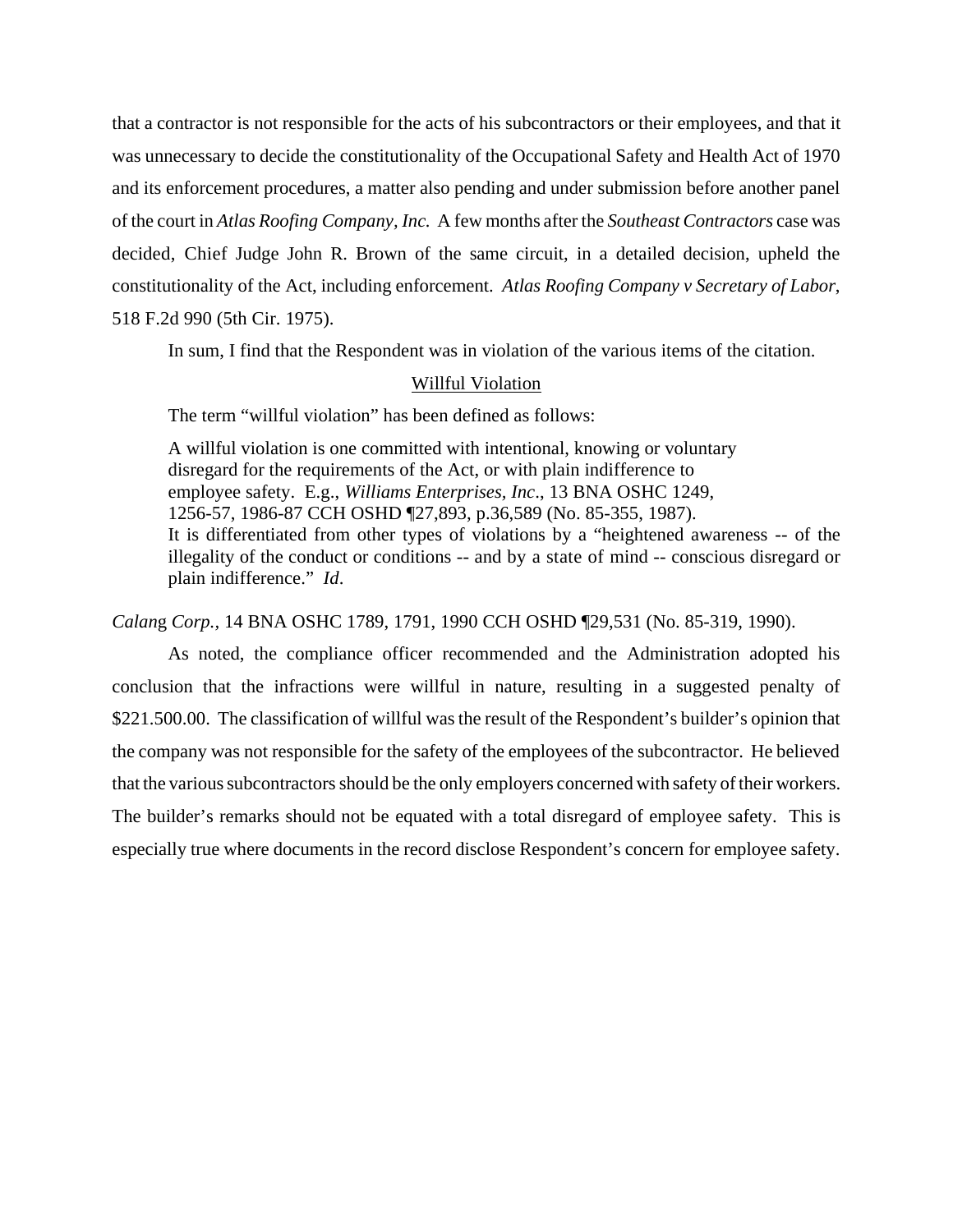that a contractor is not responsible for the acts of his subcontractors or their employees, and that it was unnecessary to decide the constitutionality of the Occupational Safety and Health Act of 1970 and its enforcement procedures, a matter also pending and under submission before another panel of the court in *Atlas Roofing Company, Inc.* A few months after the *Southeast Contractors* case was decided, Chief Judge John R. Brown of the same circuit, in a detailed decision, upheld the constitutionality of the Act, including enforcement. *Atlas Roofing Company v Secretary of Labor*, 518 F.2d 990 (5th Cir. 1975).

In sum, I find that the Respondent was in violation of the various items of the citation.

<u>Willful Violation</u>

The term "willful violation" has been defined as follows:

> A willful violation is one committed with intentional, knowing or voluntary disregard for the requirements of the Act, or with plain indifference to employee safety. E.g., *Williams Enterprises, Inc*., 13 BNA OSHC 1249, 1256-57, 1986-87 CCH OSHD ¶27,893, p.36,589 (No. 85-355, 1987). It is differentiated from other types of violations by a "heightened awareness -- of the illegality of the conduct or conditions -- and by a state of mind -- conscious disregard or plain indifference." *Id*.

*Calang Corp.*, 14 BNA OSHC 1789, 1791, 1990 CCH OSHD ¶29,531 (No. 85-319, 1990).

As noted, the compliance officer recommended and the Administration adopted his conclusion that the infractions were willful in nature, resulting in a suggested penalty of $221.500.00. The classification of willful was the result of the Respondent's builder's opinion that the company was not responsible for the safety of the employees of the subcontractor. He believed that the various subcontractors should be the only employers concerned with safety of their workers. The builder's remarks should not be equated with a total disregard of employee safety. This is especially true where documents in the record disclose Respondent's concern for employee safety.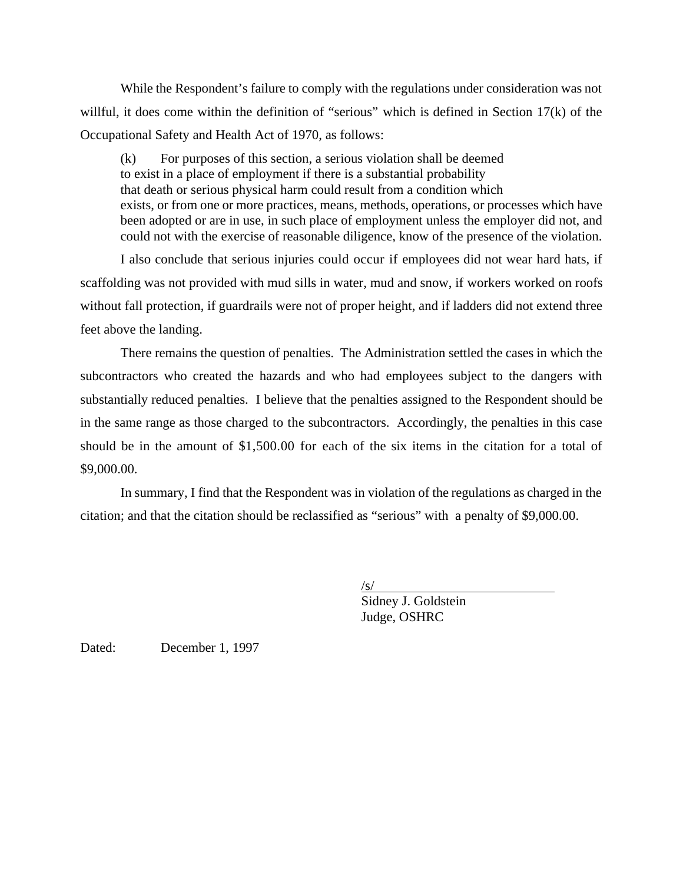While the Respondent's failure to comply with the regulations under consideration was not willful, it does come within the definition of "serious" which is defined in Section 17(k) of the Occupational Safety and Health Act of 1970, as follows:

> (k) For purposes of this section, a serious violation shall be deemed to exist in a place of employment if there is a substantial probability that death or serious physical harm could result from a condition which exists, or from one or more practices, means, methods, operations, or processes which have been adopted or are in use, in such place of employment unless the employer did not, and could not with the exercise of reasonable diligence, know of the presence of the violation.

I also conclude that serious injuries could occur if employees did not wear hard hats, if scaffolding was not provided with mud sills in water, mud and snow, if workers worked on roofs without fall protection, if guardrails were not of proper height, and if ladders did not extend three feet above the landing.

There remains the question of penalties. The Administration settled the cases in which the subcontractors who created the hazards and who had employees subject to the dangers with substantially reduced penalties. I believe that the penalties assigned to the Respondent should be in the same range as those charged to the subcontractors. Accordingly, the penalties in this case should be in the amount of $1,500.00 for each of the six items in the citation for a total of $9,000.00.

In summary, I find that the Respondent was in violation of the regulations as charged in the citation; and that the citation should be reclassified as "serious" with a penalty of $9,000.00.

/s/
Sidney J. Goldstein
Judge, OSHRC

Dated: December 1, 1997